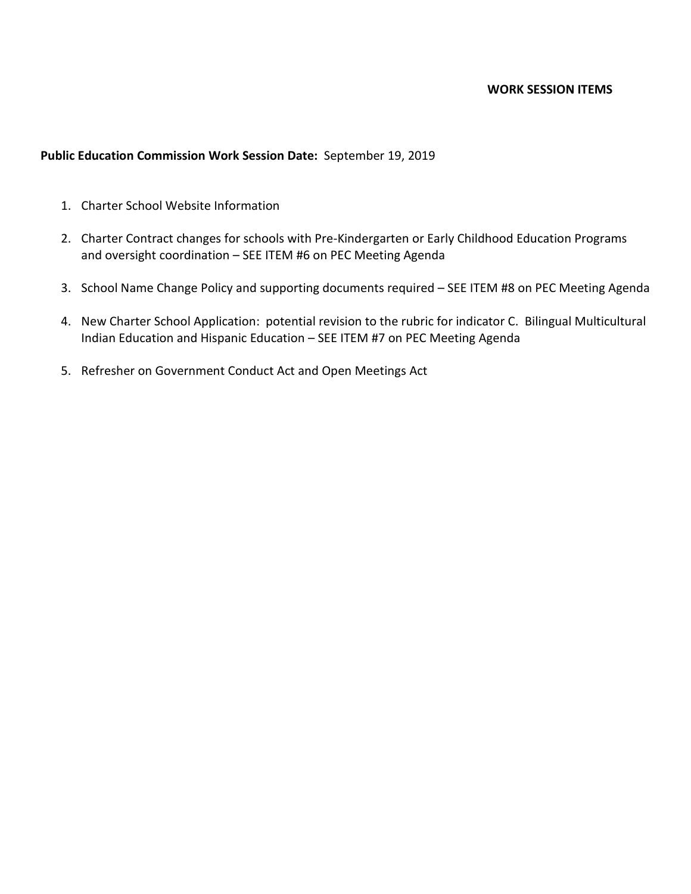**WORK SESSION ITEMS**

**Public Education Commission Work Session Date:** September 19, 2019

1. Charter School Website Information
2. Charter Contract changes for schools with Pre-Kindergarten or Early Childhood Education Programs and oversight coordination – SEE ITEM #6 on PEC Meeting Agenda
3. School Name Change Policy and supporting documents required – SEE ITEM #8 on PEC Meeting Agenda
4. New Charter School Application: potential revision to the rubric for indicator C. Bilingual Multicultural Indian Education and Hispanic Education – SEE ITEM #7 on PEC Meeting Agenda
5. Refresher on Government Conduct Act and Open Meetings Act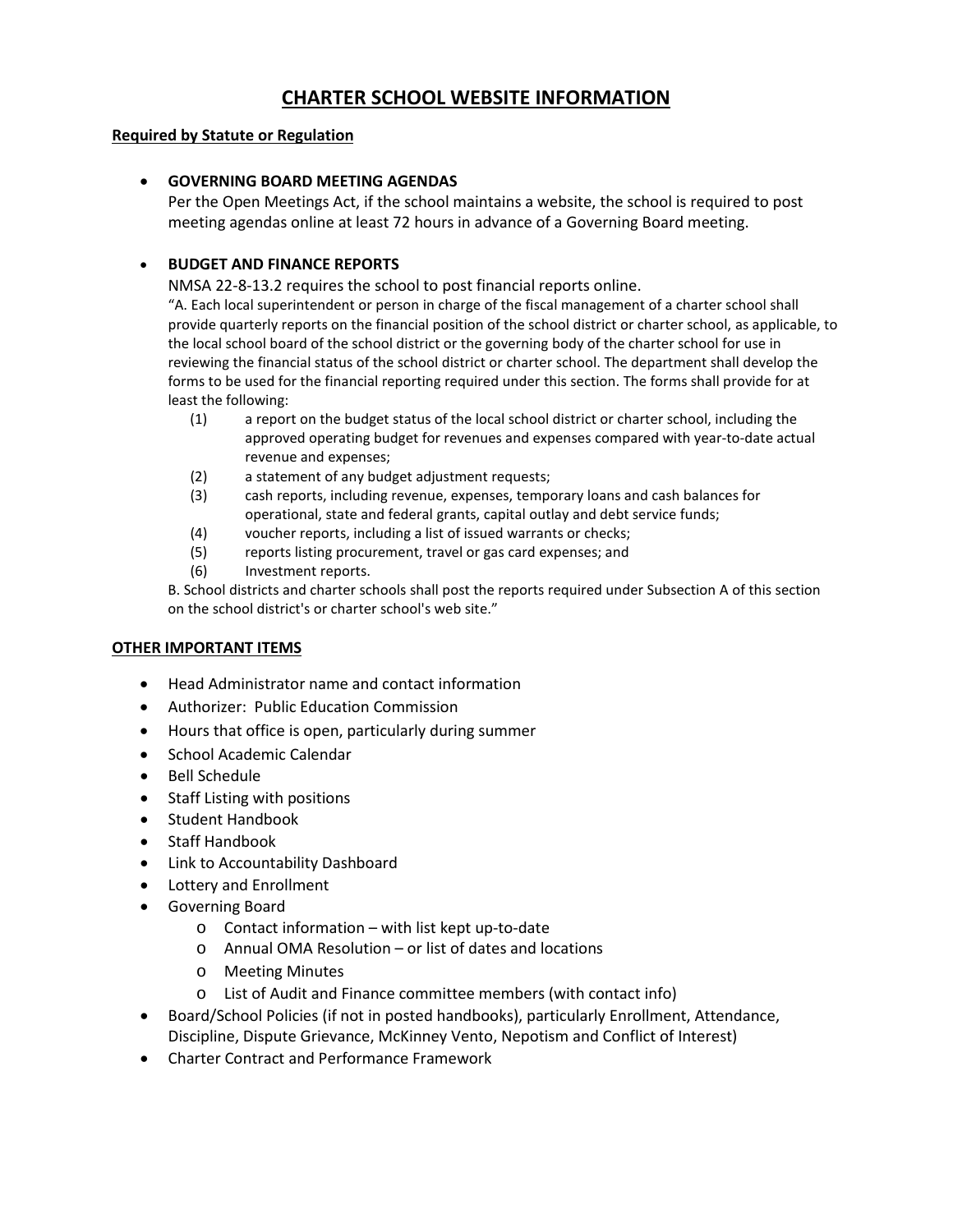# CHARTER SCHOOL WEBSITE INFORMATION

## Required by Statute or Regulation

- **GOVERNING BOARD MEETING AGENDAS**
  Per the Open Meetings Act, if the school maintains a website, the school is required to post meeting agendas online at least 72 hours in advance of a Governing Board meeting.

- **BUDGET AND FINANCE REPORTS**
  NMSA 22-8-13.2 requires the school to post financial reports online.
  "A. Each local superintendent or person in charge of the fiscal management of a charter school shall provide quarterly reports on the financial position of the school district or charter school, as applicable, to the local school board of the school district or the governing body of the charter school for use in reviewing the financial status of the school district or charter school. The department shall develop the forms to be used for the financial reporting required under this section. The forms shall provide for at least the following:
  (1) a report on the budget status of the local school district or charter school, including the approved operating budget for revenues and expenses compared with year-to-date actual revenue and expenses;
  (2) a statement of any budget adjustment requests;
  (3) cash reports, including revenue, expenses, temporary loans and cash balances for operational, state and federal grants, capital outlay and debt service funds;
  (4) voucher reports, including a list of issued warrants or checks;
  (5) reports listing procurement, travel or gas card expenses; and
  (6) Investment reports.
  B. School districts and charter schools shall post the reports required under Subsection A of this section on the school district's or charter school's web site."

## OTHER IMPORTANT ITEMS

- Head Administrator name and contact information
- Authorizer: Public Education Commission
- Hours that office is open, particularly during summer
- School Academic Calendar
- Bell Schedule
- Staff Listing with positions
- Student Handbook
- Staff Handbook
- Link to Accountability Dashboard
- Lottery and Enrollment
- Governing Board
  - Contact information – with list kept up-to-date
  - Annual OMA Resolution – or list of dates and locations
  - Meeting Minutes
  - List of Audit and Finance committee members (with contact info)
- Board/School Policies (if not in posted handbooks), particularly Enrollment, Attendance, Discipline, Dispute Grievance, McKinney Vento, Nepotism and Conflict of Interest)
- Charter Contract and Performance Framework